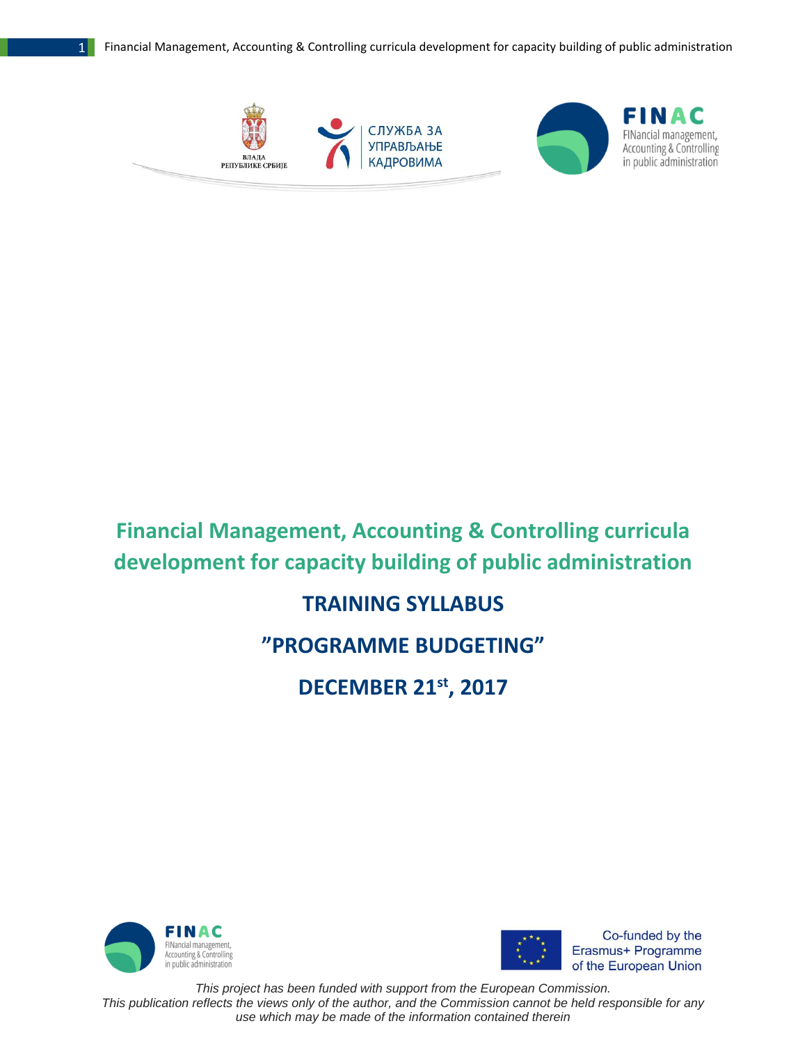ВЛАДА РЕПУБЛИКЕ СРБИЈЕ

СЛУЖБА ЗА УПРАВЉАЊЕ КАДРОВИМА

FINAC
FINancial management, Accounting & Controlling in public administration

# Financial Management, Accounting & Controlling curricula development for capacity building of public administration

## TRAINING SYLLABUS

## ”PROGRAMME BUDGETING”

## DECEMBER 21st, 2017

FINAC
FINancial management, Accounting & Controlling in public administration

Co-funded by the Erasmus+ Programme of the European Union

*This project has been funded with support from the European Commission.*
*This publication reflects the views only of the author, and the Commission cannot be held responsible for any use which may be made of the information contained therein*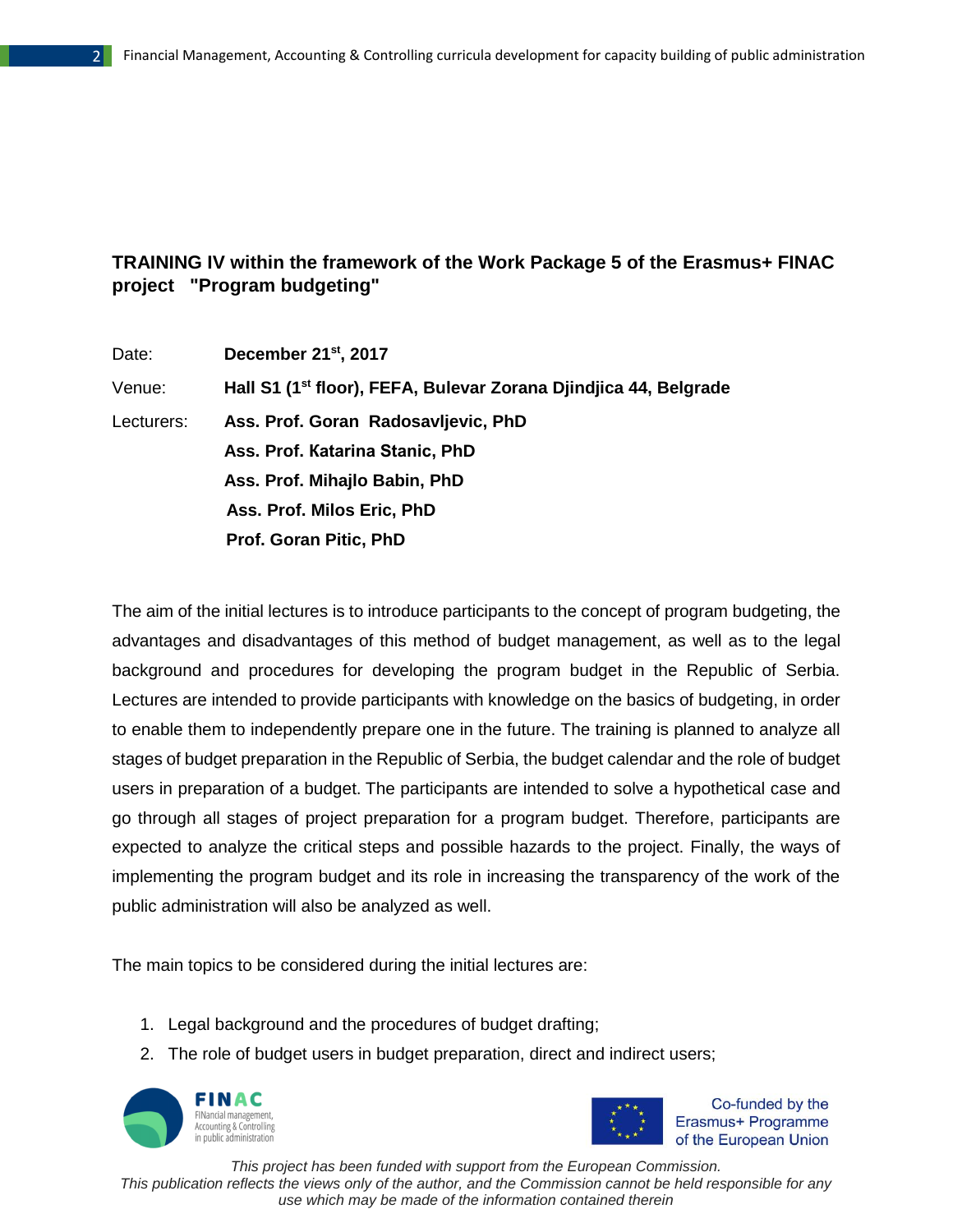**TRAINING IV within the framework of the Work Package 5 of the Erasmus+ FINAC project "Program budgeting"**

Date: **December 21st, 2017**

Venue: **Hall S1 (1st floor), FEFA, Bulevar Zorana Djindjica 44, Belgrade**

Lecturers: **Ass. Prof. Goran Radosavljevic, PhD**
**Ass. Prof. Katarina Stanic, PhD**
**Ass. Prof. Mihajlo Babin, PhD**
**Ass. Prof. Milos Eric, PhD**
**Prof. Goran Pitic, PhD**

The aim of the initial lectures is to introduce participants to the concept of program budgeting, the advantages and disadvantages of this method of budget management, as well as to the legal background and procedures for developing the program budget in the Republic of Serbia. Lectures are intended to provide participants with knowledge on the basics of budgeting, in order to enable them to independently prepare one in the future. The training is planned to analyze all stages of budget preparation in the Republic of Serbia, the budget calendar and the role of budget users in preparation of a budget. The participants are intended to solve a hypothetical case and go through all stages of project preparation for a program budget. Therefore, participants are expected to analyze the critical steps and possible hazards to the project. Finally, the ways of implementing the program budget and its role in increasing the transparency of the work of the public administration will also be analyzed as well.

The main topics to be considered during the initial lectures are:

1. Legal background and the procedures of budget drafting;
2. The role of budget users in budget preparation, direct and indirect users;

*This project has been funded with support from the European Commission.*
*This publication reflects the views only of the author, and the Commission cannot be held responsible for any use which may be made of the information contained therein*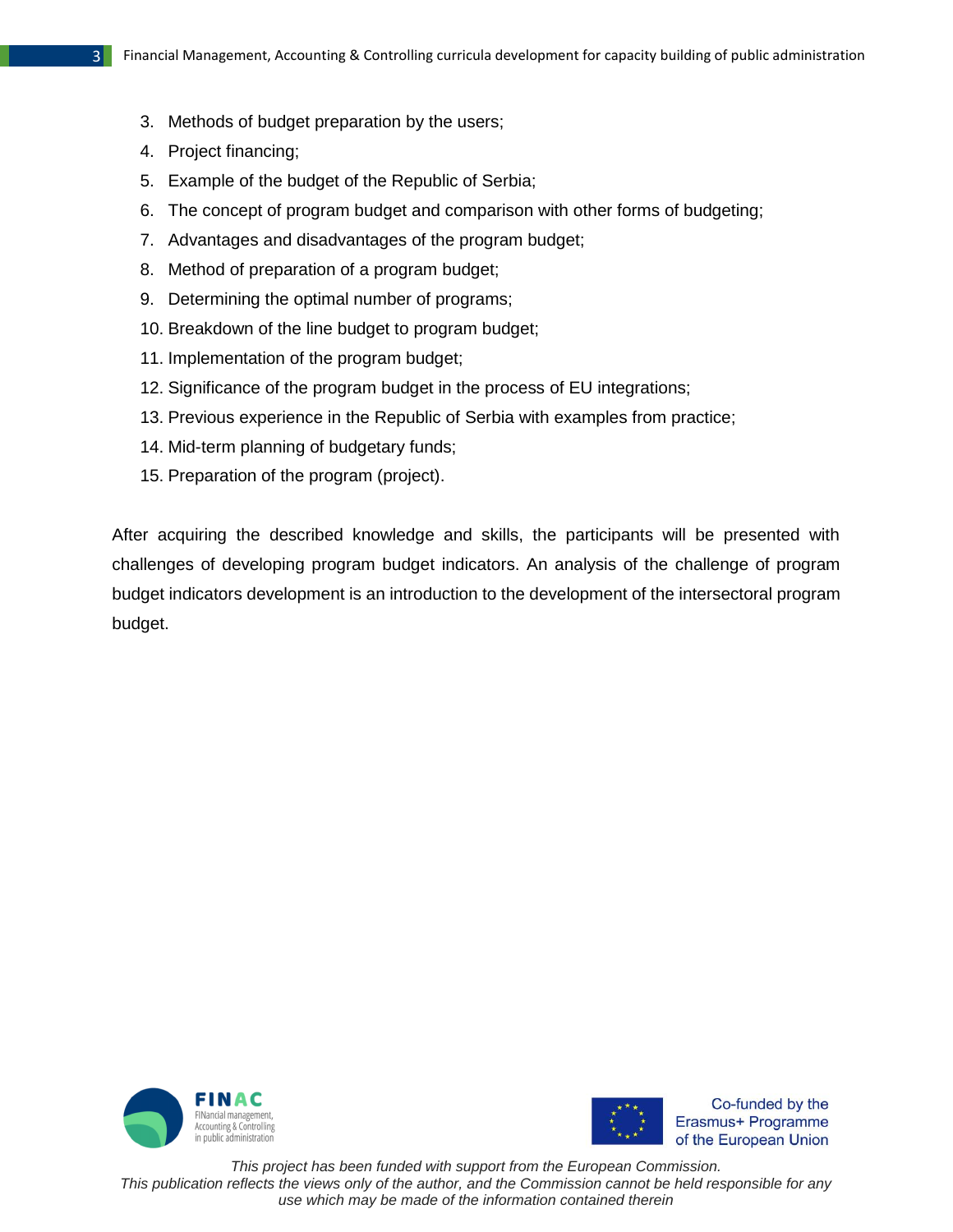3. Methods of budget preparation by the users;
4. Project financing;
5. Example of the budget of the Republic of Serbia;
6. The concept of program budget and comparison with other forms of budgeting;
7. Advantages and disadvantages of the program budget;
8. Method of preparation of a program budget;
9. Determining the optimal number of programs;
10. Breakdown of the line budget to program budget;
11. Implementation of the program budget;
12. Significance of the program budget in the process of EU integrations;
13. Previous experience in the Republic of Serbia with examples from practice;
14. Mid-term planning of budgetary funds;
15. Preparation of the program (project).

After acquiring the described knowledge and skills, the participants will be presented with challenges of developing program budget indicators. An analysis of the challenge of program budget indicators development is an introduction to the development of the intersectoral program budget.